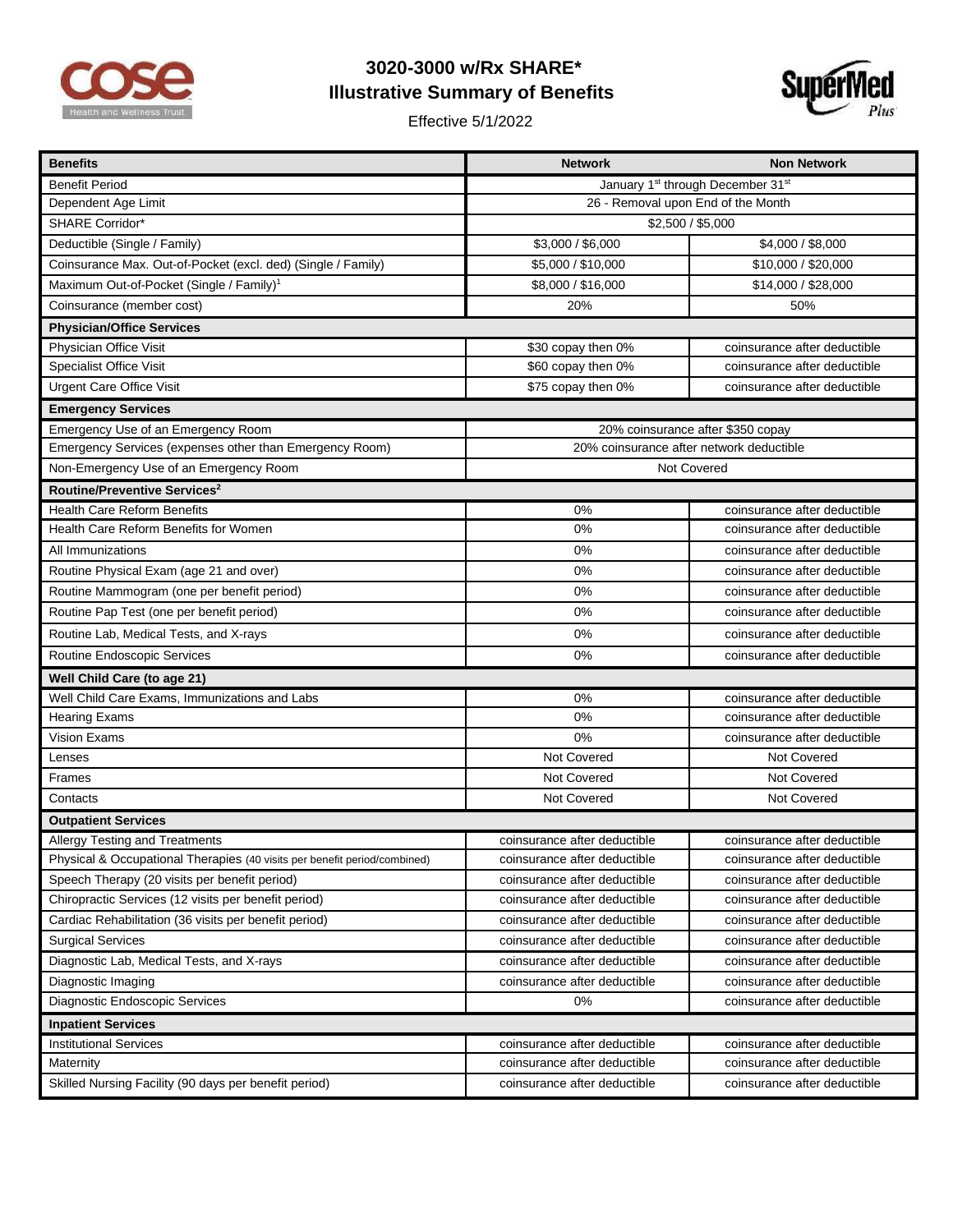# 3020-3000 w/Rx SHARE*
## Illustrative Summary of Benefits

Effective 5/1/2022

| Benefits | Network | Non Network |
|---|---|---|
| Benefit Period | January 1st through December 31st | |
| Dependent Age Limit | 26 - Removal upon End of the Month | |
| SHARE Corridor* | $2,500 / $5,000 | |
| Deductible (Single / Family) | $3,000 / $6,000 | $4,000 / $8,000 |
| Coinsurance Max. Out-of-Pocket (excl. ded) (Single / Family) | $5,000 / $10,000 | $10,000 / $20,000 |
| Maximum Out-of-Pocket (Single / Family)[1] | $8,000 / $16,000 | $14,000 / $28,000 |
| Coinsurance (member cost) | 20% | 50% |
| **Physician/Office Services** | | |
| Physician Office Visit | $30 copay then 0% | coinsurance after deductible |
| Specialist Office Visit | $60 copay then 0% | coinsurance after deductible |
| Urgent Care Office Visit | $75 copay then 0% | coinsurance after deductible |
| **Emergency Services** | | |
| Emergency Use of an Emergency Room | 20% coinsurance after $350 copay | |
| Emergency Services (expenses other than Emergency Room) | 20% coinsurance after network deductible | |
| Non-Emergency Use of an Emergency Room | Not Covered | |
| **Routine/Preventive Services[2]** | | |
| Health Care Reform Benefits | 0% | coinsurance after deductible |
| Health Care Reform Benefits for Women | 0% | coinsurance after deductible |
| All Immunizations | 0% | coinsurance after deductible |
| Routine Physical Exam (age 21 and over) | 0% | coinsurance after deductible |
| Routine Mammogram (one per benefit period) | 0% | coinsurance after deductible |
| Routine Pap Test (one per benefit period) | 0% | coinsurance after deductible |
| Routine Lab, Medical Tests, and X-rays | 0% | coinsurance after deductible |
| Routine Endoscopic Services | 0% | coinsurance after deductible |
| **Well Child Care (to age 21)** | | |
| Well Child Care Exams, Immunizations and Labs | 0% | coinsurance after deductible |
| Hearing Exams | 0% | coinsurance after deductible |
| Vision Exams | 0% | coinsurance after deductible |
| Lenses | Not Covered | Not Covered |
| Frames | Not Covered | Not Covered |
| Contacts | Not Covered | Not Covered |
| **Outpatient Services** | | |
| Allergy Testing and Treatments | coinsurance after deductible | coinsurance after deductible |
| Physical & Occupational Therapies (40 visits per benefit period/combined) | coinsurance after deductible | coinsurance after deductible |
| Speech Therapy (20 visits per benefit period) | coinsurance after deductible | coinsurance after deductible |
| Chiropractic Services (12 visits per benefit period) | coinsurance after deductible | coinsurance after deductible |
| Cardiac Rehabilitation (36 visits per benefit period) | coinsurance after deductible | coinsurance after deductible |
| Surgical Services | coinsurance after deductible | coinsurance after deductible |
| Diagnostic Lab, Medical Tests, and X-rays | coinsurance after deductible | coinsurance after deductible |
| Diagnostic Imaging | coinsurance after deductible | coinsurance after deductible |
| Diagnostic Endoscopic Services | 0% | coinsurance after deductible |
| **Inpatient Services** | | |
| Institutional Services | coinsurance after deductible | coinsurance after deductible |
| Maternity | coinsurance after deductible | coinsurance after deductible |
| Skilled Nursing Facility (90 days per benefit period) | coinsurance after deductible | coinsurance after deductible |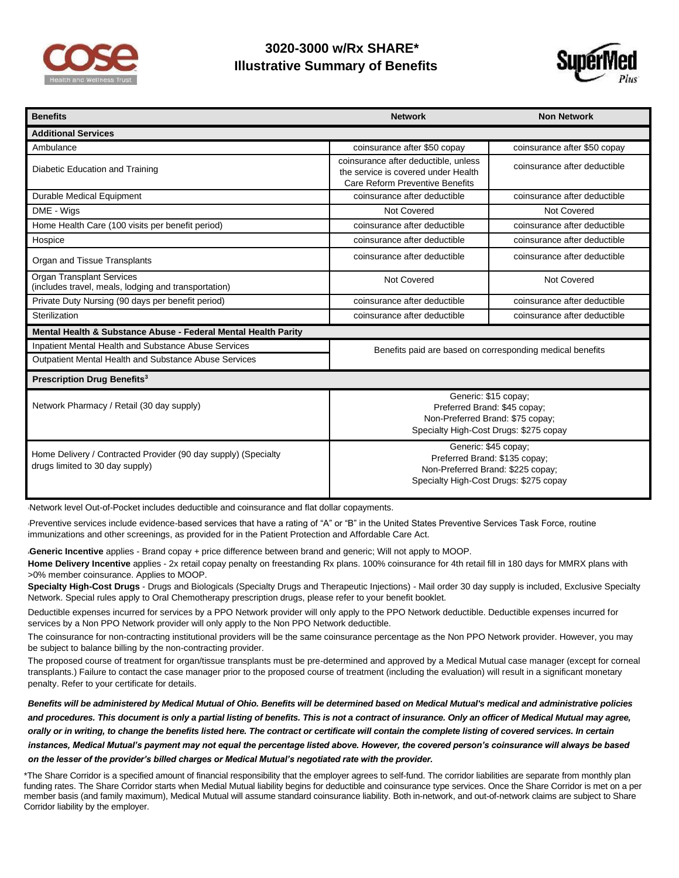# 3020-3000 w/Rx SHARE*
## Illustrative Summary of Benefits

| Benefits | Network | Non Network |
|---|---|---|
| **Additional Services** | | |
| Ambulance | coinsurance after $50 copay | coinsurance after $50 copay |
| Diabetic Education and Training | coinsurance after deductible, unless the service is covered under Health Care Reform Preventive Benefits | coinsurance after deductible |
| Durable Medical Equipment | coinsurance after deductible | coinsurance after deductible |
| DME - Wigs | Not Covered | Not Covered |
| Home Health Care (100 visits per benefit period) | coinsurance after deductible | coinsurance after deductible |
| Hospice | coinsurance after deductible | coinsurance after deductible |
| Organ and Tissue Transplants | coinsurance after deductible | coinsurance after deductible |
| Organ Transplant Services (includes travel, meals, lodging and transportation) | Not Covered | Not Covered |
| Private Duty Nursing (90 days per benefit period) | coinsurance after deductible | coinsurance after deductible |
| Sterilization | coinsurance after deductible | coinsurance after deductible |
| **Mental Health & Substance Abuse - Federal Mental Health Parity** | | |
| Inpatient Mental Health and Substance Abuse Services | Benefits paid are based on corresponding medical benefits | |
| Outpatient Mental Health and Substance Abuse Services | | |
| **Prescription Drug Benefits[3]** | | |
| Network Pharmacy / Retail (30 day supply) | Generic: $15 copay; Preferred Brand: $45 copay; Non-Preferred Brand: $75 copay; Specialty High-Cost Drugs: $275 copay | |
| Home Delivery / Contracted Provider (90 day supply) (Specialty drugs limited to 30 day supply) | Generic: $45 copay; Preferred Brand: $135 copay; Non-Preferred Brand: $225 copay; Specialty High-Cost Drugs: $275 copay | |

[1]Network level Out-of-Pocket includes deductible and coinsurance and flat dollar copayments.

[2]Preventive services include evidence-based services that have a rating of “A” or “B” in the United States Preventive Services Task Force, routine immunizations and other screenings, as provided for in the Patient Protection and Affordable Care Act.

[3]**Generic Incentive** applies - Brand copay + price difference between brand and generic; Will not apply to MOOP.

**Home Delivery Incentive** applies - 2x retail copay penalty on freestanding Rx plans. 100% coinsurance for 4th retail fill in 180 days for MMRX plans with >0% member coinsurance. Applies to MOOP.

**Specialty High-Cost Drugs** - Drugs and Biologicals (Specialty Drugs and Therapeutic Injections) - Mail order 30 day supply is included, Exclusive Specialty Network. Special rules apply to Oral Chemotherapy prescription drugs, please refer to your benefit booklet.

Deductible expenses incurred for services by a PPO Network provider will only apply to the PPO Network deductible. Deductible expenses incurred for services by a Non PPO Network provider will only apply to the Non PPO Network deductible.

The coinsurance for non-contracting institutional providers will be the same coinsurance percentage as the Non PPO Network provider. However, you may be subject to balance billing by the non-contracting provider.

The proposed course of treatment for organ/tissue transplants must be pre-determined and approved by a Medical Mutual case manager (except for corneal transplants.) Failure to contact the case manager prior to the proposed course of treatment (including the evaluation) will result in a significant monetary penalty. Refer to your certificate for details.

***Benefits will be administered by Medical Mutual of Ohio. Benefits will be determined based on Medical Mutual's medical and administrative policies and procedures. This document is only a partial listing of benefits. This is not a contract of insurance. Only an officer of Medical Mutual may agree, orally or in writing, to change the benefits listed here. The contract or certificate will contain the complete listing of covered services. In certain instances, Medical Mutual’s payment may not equal the percentage listed above. However, the covered person’s coinsurance will always be based on the lesser of the provider’s billed charges or Medical Mutual’s negotiated rate with the provider.***

*The Share Corridor is a specified amount of financial responsibility that the employer agrees to self-fund. The corridor liabilities are separate from monthly plan funding rates. The Share Corridor starts when Medial Mutual liability begins for deductible and coinsurance type services. Once the Share Corridor is met on a per member basis (and family maximum), Medical Mutual will assume standard coinsurance liability. Both in-network, and out-of-network claims are subject to Share Corridor liability by the employer.